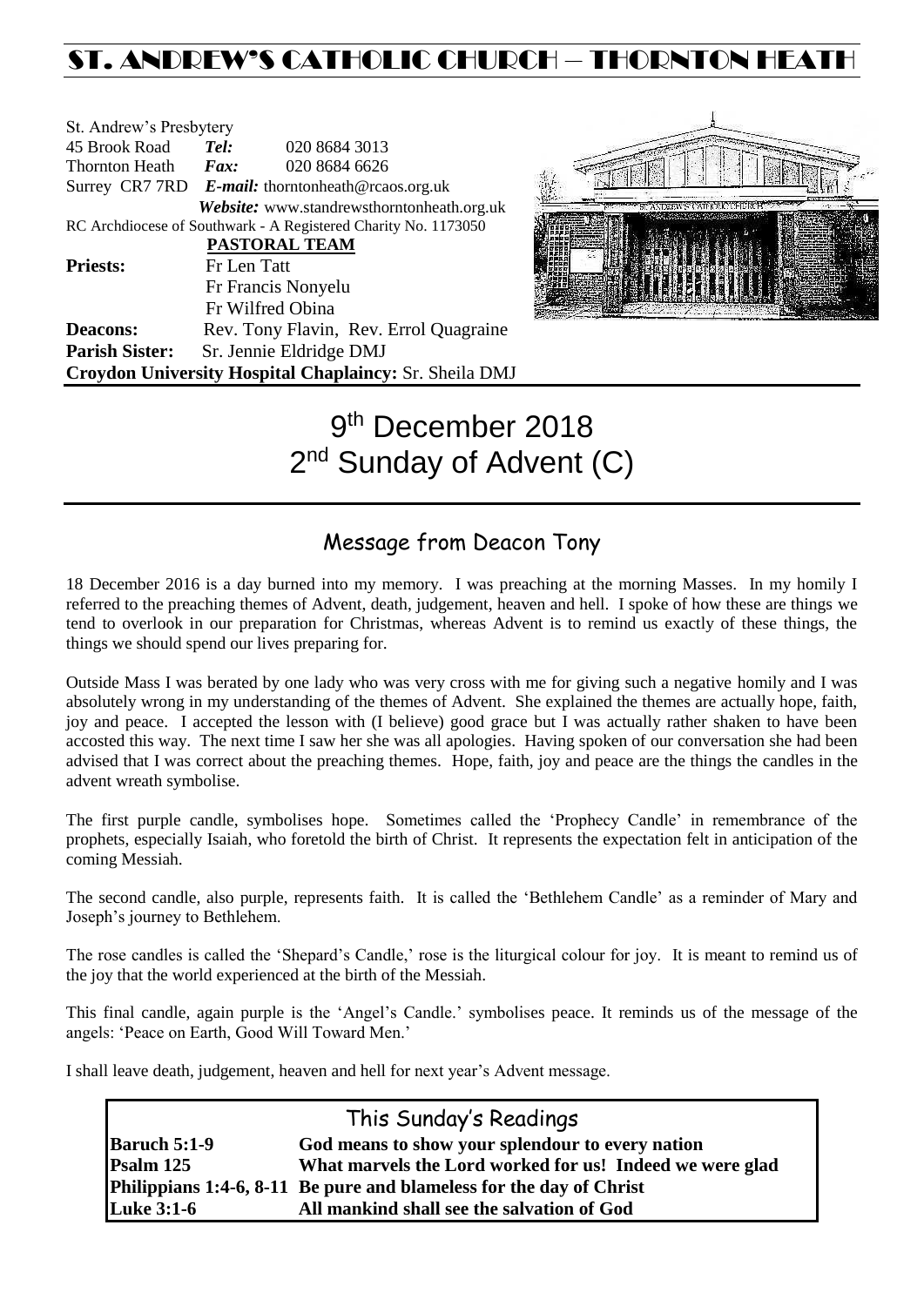# ST. ANDREW'S CATHOLIC CHURCH – THORNTON HEATH

St. Andrew's Presbytery
45 Brook Road **Tel:** 020 8684 3013
Thornton Heath **Fax:** 020 8684 6626
Surrey CR7 7RD ***E-mail:*** thorntonheath@rcaos.org.uk
***Website:*** www.standrewsthorntonheath.org.uk
RC Archdiocese of Southwark - A Registered Charity No. 1173050

**PASTORAL TEAM**

**Priests:** Fr Len Tatt
Fr Francis Nonyelu
Fr Wilfred Obina

**Deacons:** Rev. Tony Flavin, Rev. Errol Quagraine

**Parish Sister:** Sr. Jennie Eldridge DMJ

**Croydon University Hospital Chaplaincy:** Sr. Sheila DMJ

# 9th December 2018
# 2nd Sunday of Advent (C)

## Message from Deacon Tony

18 December 2016 is a day burned into my memory. I was preaching at the morning Masses. In my homily I referred to the preaching themes of Advent, death, judgement, heaven and hell. I spoke of how these are things we tend to overlook in our preparation for Christmas, whereas Advent is to remind us exactly of these things, the things we should spend our lives preparing for.

Outside Mass I was berated by one lady who was very cross with me for giving such a negative homily and I was absolutely wrong in my understanding of the themes of Advent. She explained the themes are actually hope, faith, joy and peace. I accepted the lesson with (I believe) good grace but I was actually rather shaken to have been accosted this way. The next time I saw her she was all apologies. Having spoken of our conversation she had been advised that I was correct about the preaching themes. Hope, faith, joy and peace are the things the candles in the advent wreath symbolise.

The first purple candle, symbolises hope. Sometimes called the 'Prophecy Candle' in remembrance of the prophets, especially Isaiah, who foretold the birth of Christ. It represents the expectation felt in anticipation of the coming Messiah.

The second candle, also purple, represents faith. It is called the 'Bethlehem Candle' as a reminder of Mary and Joseph's journey to Bethlehem.

The rose candles is called the 'Shepard's Candle,' rose is the liturgical colour for joy. It is meant to remind us of the joy that the world experienced at the birth of the Messiah.

This final candle, again purple is the 'Angel's Candle.' symbolises peace. It reminds us of the message of the angels: 'Peace on Earth, Good Will Toward Men.'

I shall leave death, judgement, heaven and hell for next year's Advent message.

## This Sunday's Readings

| | |
|---|---|
| **Baruch 5:1-9** | **God means to show your splendour to every nation** |
| **Psalm 125** | **What marvels the Lord worked for us! Indeed we were glad** |
| **Philippians 1:4-6, 8-11** | **Be pure and blameless for the day of Christ** |
| **Luke 3:1-6** | **All mankind shall see the salvation of God** |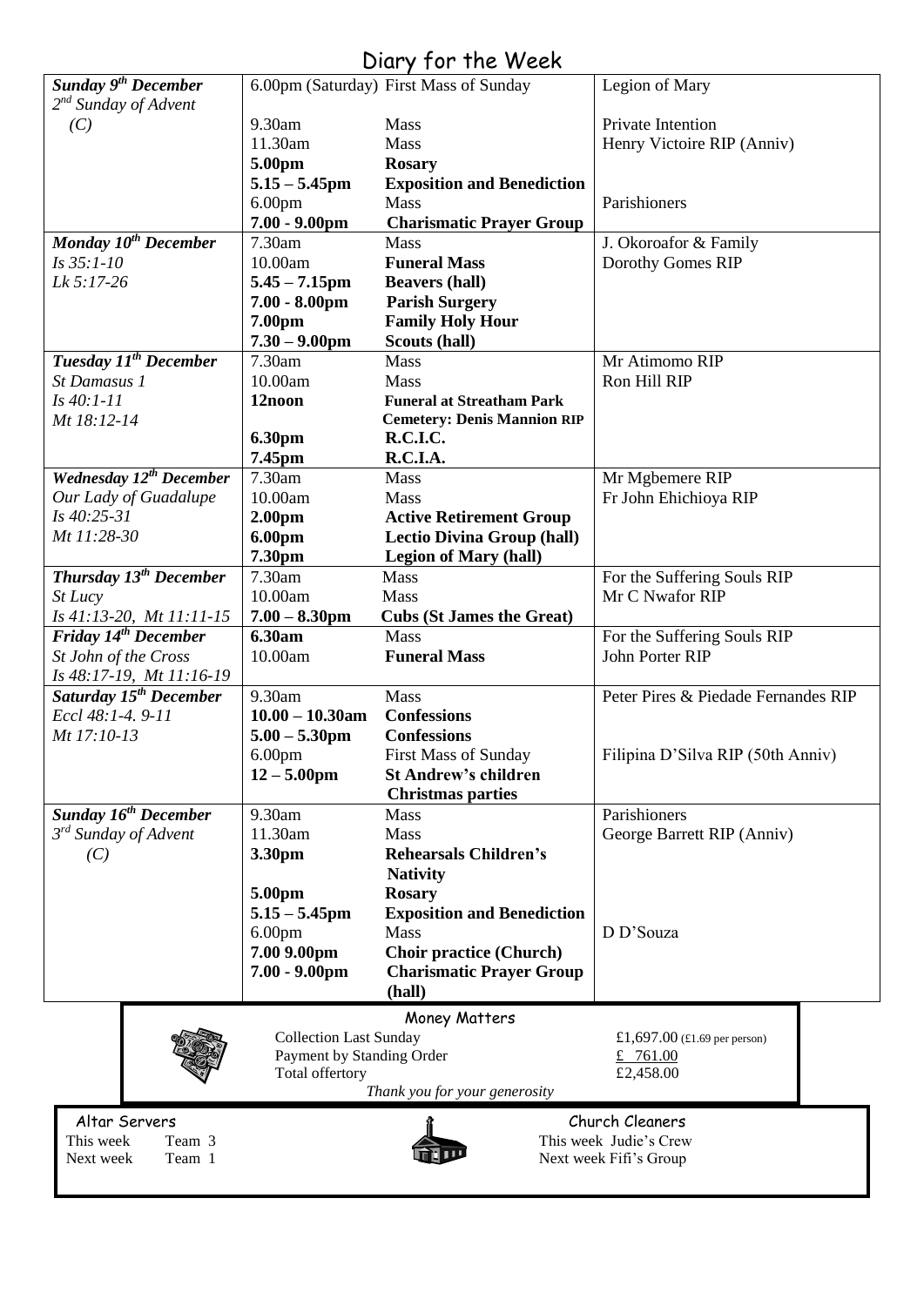# Diary for the Week

| | | | |
|---|---|---|---|
| ***Sunday 9th December*** *2nd Sunday of Advent* *(C)* | 6.00pm (Saturday) | First Mass of Sunday | Legion of Mary |
| | 9.30am | Mass | Private Intention |
| | 11.30am | Mass | Henry Victoire RIP (Anniv) |
| | **5.00pm** | **Rosary** | |
| | **5.15 – 5.45pm** | **Exposition and Benediction** | |
| | 6.00pm | Mass | Parishioners |
| | **7.00 - 9.00pm** | **Charismatic Prayer Group** | |
| ***Monday 10th December*** | 7.30am | Mass | J. Okoroafor & Family |
| *Is 35:1-10* | 10.00am | **Funeral Mass** | Dorothy Gomes RIP |
| *Lk 5:17-26* | **5.45 – 7.15pm** | **Beavers (hall)** | |
| | **7.00 - 8.00pm** | **Parish Surgery** | |
| | **7.00pm** | **Family Holy Hour** | |
| | **7.30 – 9.00pm** | **Scouts (hall)** | |
| ***Tuesday 11th December*** | 7.30am | Mass | Mr Atimomo RIP |
| *St Damasus 1* | 10.00am | Mass | Ron Hill RIP |
| *Is 40:1-11* | **12noon** | **Funeral at Streatham Park Cemetery: Denis Mannion RIP** | |
| *Mt 18:12-14* | **6.30pm** | **R.C.I.C.** | |
| | **7.45pm** | **R.C.I.A.** | |
| ***Wednesday 12th December*** | 7.30am | Mass | Mr Mgbemere RIP |
| *Our Lady of Guadalupe* | 10.00am | Mass | Fr John Ehichioya RIP |
| *Is 40:25-31* | **2.00pm** | **Active Retirement Group** | |
| *Mt 11:28-30* | **6.00pm** | **Lectio Divina Group (hall)** | |
| | **7.30pm** | **Legion of Mary (hall)** | |
| ***Thursday 13th December*** | 7.30am | Mass | For the Suffering Souls RIP |
| *St Lucy* | 10.00am | Mass | Mr C Nwafor RIP |
| *Is 41:13-20, Mt 11:11-15* | **7.00 – 8.30pm** | **Cubs (St James the Great)** | |
| ***Friday 14th December*** | **6.30am** | Mass | For the Suffering Souls RIP |
| *St John of the Cross* | 10.00am | **Funeral Mass** | John Porter RIP |
| *Is 48:17-19, Mt 11:16-19* | | | |
| ***Saturday 15th December*** | 9.30am | Mass | Peter Pires & Piedade Fernandes RIP |
| *Eccl 48:1-4. 9-11* | **10.00 – 10.30am** | **Confessions** | |
| *Mt 17:10-13* | **5.00 – 5.30pm** | **Confessions** | |
| | 6.00pm | First Mass of Sunday | Filipina D'Silva RIP (50th Anniv) |
| | **12 – 5.00pm** | **St Andrew's children Christmas parties** | |
| ***Sunday 16th December*** | 9.30am | Mass | Parishioners |
| *3rd Sunday of Advent* | 11.30am | Mass | George Barrett RIP (Anniv) |
| *(C)* | **3.30pm** | **Rehearsals Children's Nativity** | |
| | **5.00pm** | **Rosary** | |
| | **5.15 – 5.45pm** | **Exposition and Benediction** | |
| | 6.00pm | Mass | D D'Souza |
| | **7.00 9.00pm** | **Choir practice (Church)** | |
| | **7.00 - 9.00pm** | **Charismatic Prayer Group (hall)** | |

## Money Matters

| | |
|---|---|
| Collection Last Sunday | £1,697.00 (£1.69 per person) |
| Payment by Standing Order | £ 761.00 |
| Total offertory | £2,458.00 |

*Thank you for your generosity*

**Altar Servers**
This week Team 3
Next week Team 1

**Church Cleaners**
This week Judie's Crew
Next week Fifi's Group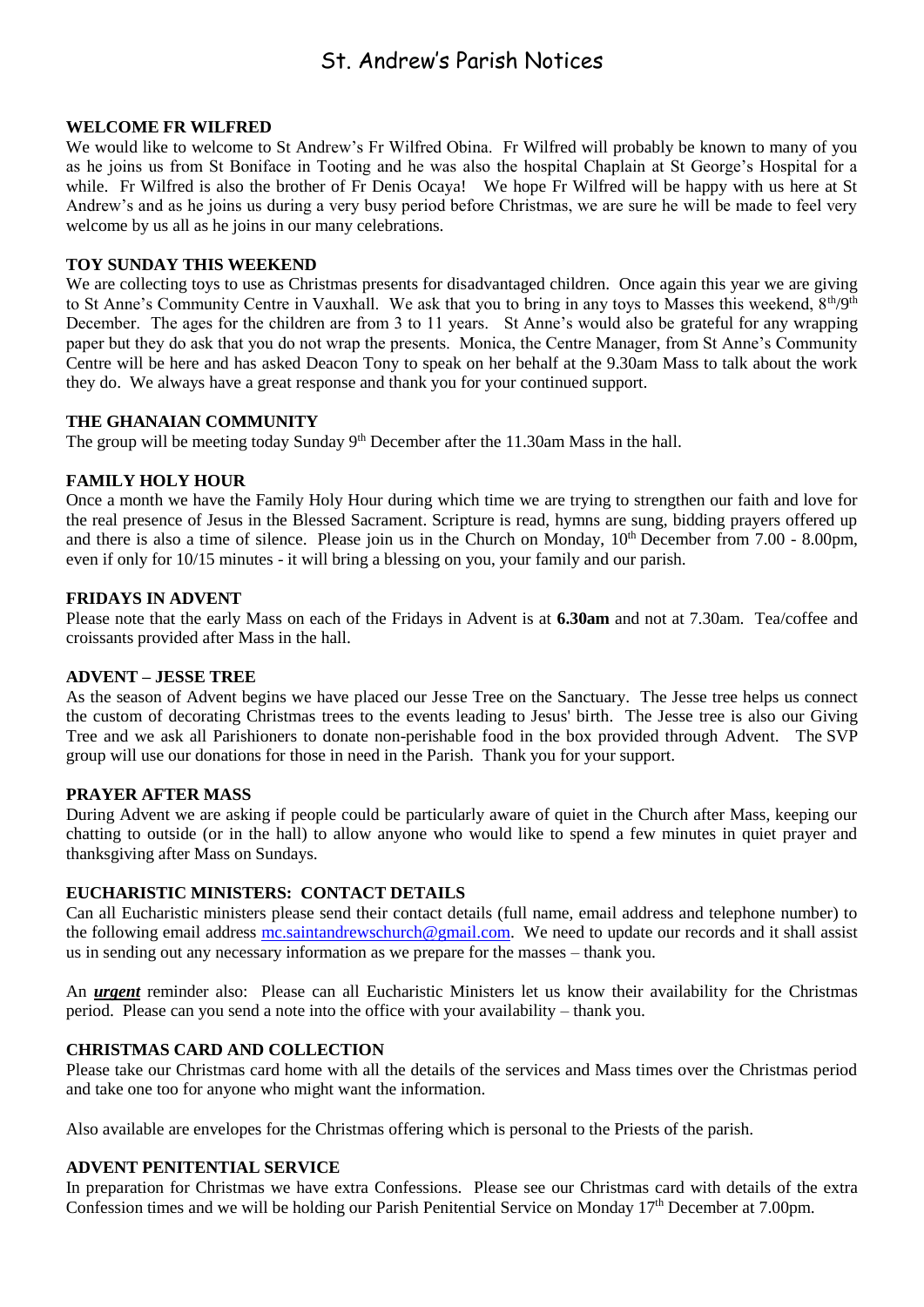# St. Andrew's Parish Notices

**WELCOME FR WILFRED**

We would like to welcome to St Andrew's Fr Wilfred Obina. Fr Wilfred will probably be known to many of you as he joins us from St Boniface in Tooting and he was also the hospital Chaplain at St George's Hospital for a while. Fr Wilfred is also the brother of Fr Denis Ocaya! We hope Fr Wilfred will be happy with us here at St Andrew's and as he joins us during a very busy period before Christmas, we are sure he will be made to feel very welcome by us all as he joins in our many celebrations.

**TOY SUNDAY THIS WEEKEND**

We are collecting toys to use as Christmas presents for disadvantaged children. Once again this year we are giving to St Anne's Community Centre in Vauxhall. We ask that you to bring in any toys to Masses this weekend, 8th/9th December. The ages for the children are from 3 to 11 years. St Anne's would also be grateful for any wrapping paper but they do ask that you do not wrap the presents. Monica, the Centre Manager, from St Anne's Community Centre will be here and has asked Deacon Tony to speak on her behalf at the 9.30am Mass to talk about the work they do. We always have a great response and thank you for your continued support.

**THE GHANAIAN COMMUNITY**

The group will be meeting today Sunday 9th December after the 11.30am Mass in the hall.

**FAMILY HOLY HOUR**

Once a month we have the Family Holy Hour during which time we are trying to strengthen our faith and love for the real presence of Jesus in the Blessed Sacrament. Scripture is read, hymns are sung, bidding prayers offered up and there is also a time of silence. Please join us in the Church on Monday, 10th December from 7.00 - 8.00pm, even if only for 10/15 minutes - it will bring a blessing on you, your family and our parish.

**FRIDAYS IN ADVENT**

Please note that the early Mass on each of the Fridays in Advent is at **6.30am** and not at 7.30am. Tea/coffee and croissants provided after Mass in the hall.

**ADVENT – JESSE TREE**

As the season of Advent begins we have placed our Jesse Tree on the Sanctuary. The Jesse tree helps us connect the custom of decorating Christmas trees to the events leading to Jesus' birth. The Jesse tree is also our Giving Tree and we ask all Parishioners to donate non-perishable food in the box provided through Advent. The SVP group will use our donations for those in need in the Parish. Thank you for your support.

**PRAYER AFTER MASS**

During Advent we are asking if people could be particularly aware of quiet in the Church after Mass, keeping our chatting to outside (or in the hall) to allow anyone who would like to spend a few minutes in quiet prayer and thanksgiving after Mass on Sundays.

**EUCHARISTIC MINISTERS: CONTACT DETAILS**

Can all Eucharistic ministers please send their contact details (full name, email address and telephone number) to the following email address mc.saintandrewschurch@gmail.com. We need to update our records and it shall assist us in sending out any necessary information as we prepare for the masses – thank you.

An ***urgent*** reminder also: Please can all Eucharistic Ministers let us know their availability for the Christmas period. Please can you send a note into the office with your availability – thank you.

**CHRISTMAS CARD AND COLLECTION**

Please take our Christmas card home with all the details of the services and Mass times over the Christmas period and take one too for anyone who might want the information.

Also available are envelopes for the Christmas offering which is personal to the Priests of the parish.

**ADVENT PENITENTIAL SERVICE**

In preparation for Christmas we have extra Confessions. Please see our Christmas card with details of the extra Confession times and we will be holding our Parish Penitential Service on Monday 17th December at 7.00pm.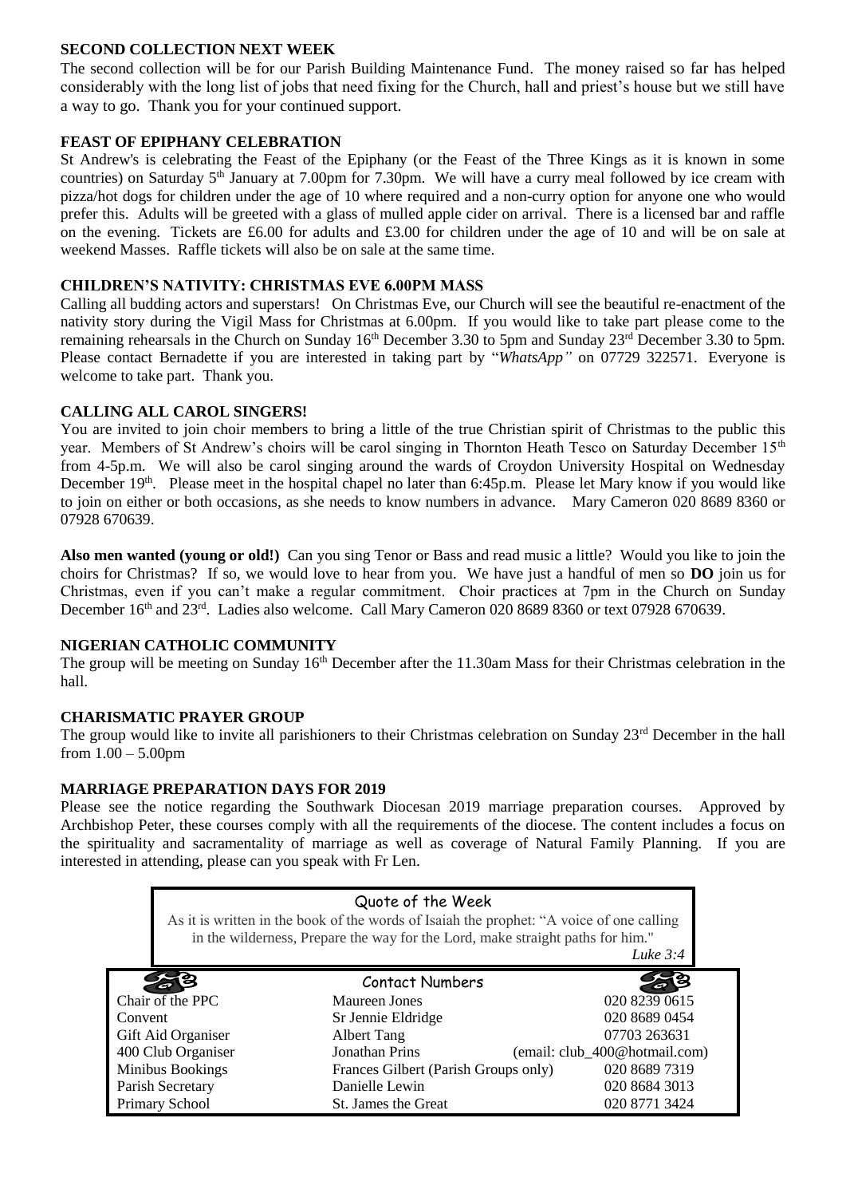### SECOND COLLECTION NEXT WEEK

The second collection will be for our Parish Building Maintenance Fund. The money raised so far has helped considerably with the long list of jobs that need fixing for the Church, hall and priest's house but we still have a way to go. Thank you for your continued support.

### FEAST OF EPIPHANY CELEBRATION

St Andrew's is celebrating the Feast of the Epiphany (or the Feast of the Three Kings as it is known in some countries) on Saturday 5th January at 7.00pm for 7.30pm. We will have a curry meal followed by ice cream with pizza/hot dogs for children under the age of 10 where required and a non-curry option for anyone one who would prefer this. Adults will be greeted with a glass of mulled apple cider on arrival. There is a licensed bar and raffle on the evening. Tickets are £6.00 for adults and £3.00 for children under the age of 10 and will be on sale at weekend Masses. Raffle tickets will also be on sale at the same time.

### CHILDREN'S NATIVITY: CHRISTMAS EVE 6.00PM MASS

Calling all budding actors and superstars! On Christmas Eve, our Church will see the beautiful re-enactment of the nativity story during the Vigil Mass for Christmas at 6.00pm. If you would like to take part please come to the remaining rehearsals in the Church on Sunday 16th December 3.30 to 5pm and Sunday 23rd December 3.30 to 5pm. Please contact Bernadette if you are interested in taking part by "*WhatsApp"* on 07729 322571. Everyone is welcome to take part. Thank you.

### CALLING ALL CAROL SINGERS!

You are invited to join choir members to bring a little of the true Christian spirit of Christmas to the public this year. Members of St Andrew's choirs will be carol singing in Thornton Heath Tesco on Saturday December 15th from 4-5p.m. We will also be carol singing around the wards of Croydon University Hospital on Wednesday December 19th. Please meet in the hospital chapel no later than 6:45p.m. Please let Mary know if you would like to join on either or both occasions, as she needs to know numbers in advance. Mary Cameron 020 8689 8360 or 07928 670639.

**Also men wanted (young or old!)** Can you sing Tenor or Bass and read music a little? Would you like to join the choirs for Christmas? If so, we would love to hear from you. We have just a handful of men so **DO** join us for Christmas, even if you can't make a regular commitment. Choir practices at 7pm in the Church on Sunday December 16th and 23rd. Ladies also welcome. Call Mary Cameron 020 8689 8360 or text 07928 670639.

### NIGERIAN CATHOLIC COMMUNITY

The group will be meeting on Sunday 16th December after the 11.30am Mass for their Christmas celebration in the hall.

### CHARISMATIC PRAYER GROUP

The group would like to invite all parishioners to their Christmas celebration on Sunday 23rd December in the hall from 1.00 – 5.00pm

### MARRIAGE PREPARATION DAYS FOR 2019

Please see the notice regarding the Southwark Diocesan 2019 marriage preparation courses. Approved by Archbishop Peter, these courses comply with all the requirements of the diocese. The content includes a focus on the spirituality and sacramentality of marriage as well as coverage of Natural Family Planning. If you are interested in attending, please can you speak with Fr Len.

### Quote of the Week

As it is written in the book of the words of Isaiah the prophet: "A voice of one calling in the wilderness, Prepare the way for the Lord, make straight paths for him."

*Luke 3:4*

### Contact Numbers

| | | |
|---|---|---|
| Chair of the PPC | Maureen Jones | 020 8239 0615 |
| Convent | Sr Jennie Eldridge | 020 8689 0454 |
| Gift Aid Organiser | Albert Tang | 07703 263631 |
| 400 Club Organiser | Jonathan Prins | (email: club_400@hotmail.com) |
| Minibus Bookings | Frances Gilbert (Parish Groups only) | 020 8689 7319 |
| Parish Secretary | Danielle Lewin | 020 8684 3013 |
| Primary School | St. James the Great | 020 8771 3424 |